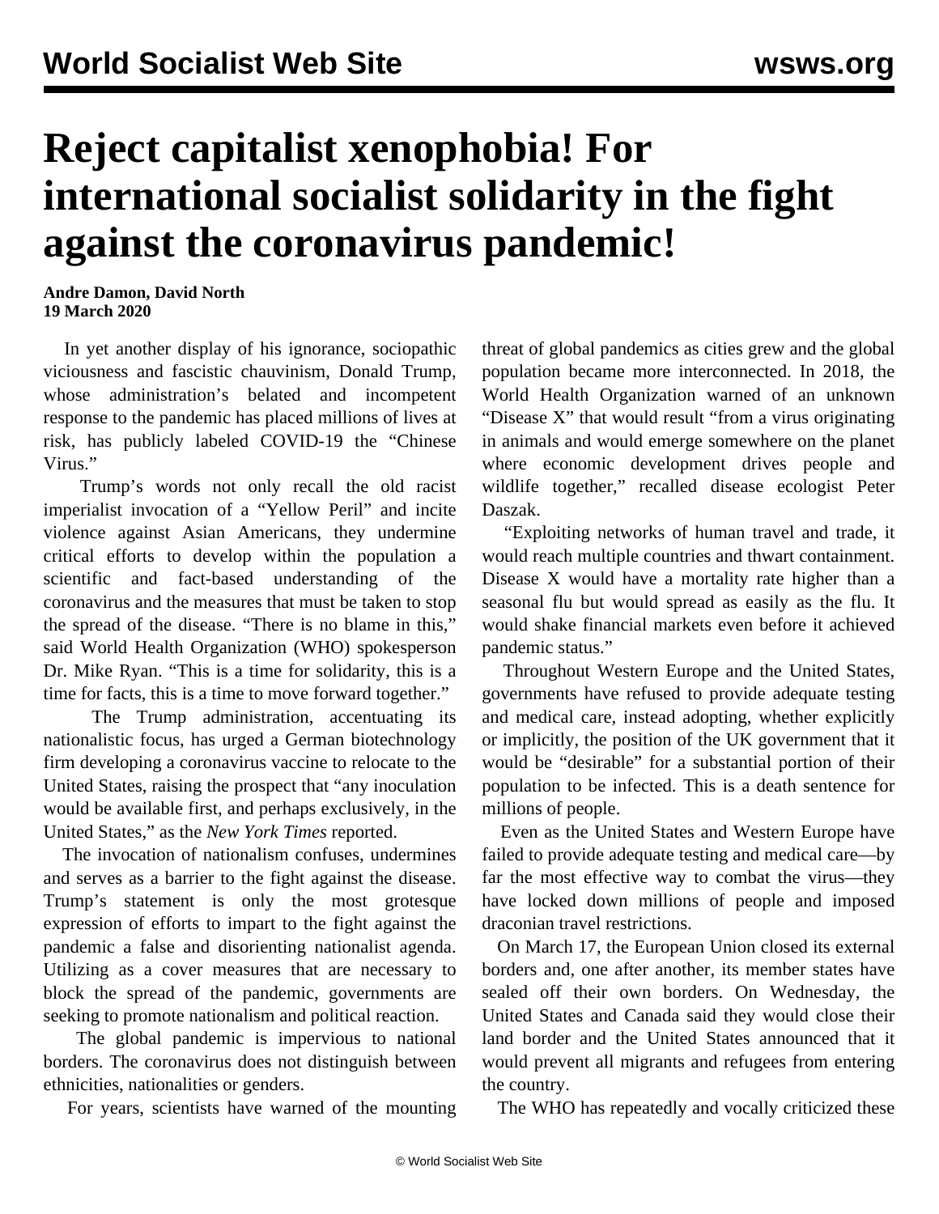# Reject capitalist xenophobia! For international socialist solidarity in the fight against the coronavirus pandemic!

**Andre Damon, David North**
**19 March 2020**

In yet another display of his ignorance, sociopathic viciousness and fascistic chauvinism, Donald Trump, whose administration's belated and incompetent response to the pandemic has placed millions of lives at risk, has publicly labeled COVID-19 the "Chinese Virus."

Trump's words not only recall the old racist imperialist invocation of a "Yellow Peril" and incite violence against Asian Americans, they undermine critical efforts to develop within the population a scientific and fact-based understanding of the coronavirus and the measures that must be taken to stop the spread of the disease. "There is no blame in this," said World Health Organization (WHO) spokesperson Dr. Mike Ryan. "This is a time for solidarity, this is a time for facts, this is a time to move forward together."

The Trump administration, accentuating its nationalistic focus, has urged a German biotechnology firm developing a coronavirus vaccine to relocate to the United States, raising the prospect that "any inoculation would be available first, and perhaps exclusively, in the United States," as the *New York Times* reported.

The invocation of nationalism confuses, undermines and serves as a barrier to the fight against the disease. Trump's statement is only the most grotesque expression of efforts to impart to the fight against the pandemic a false and disorienting nationalist agenda. Utilizing as a cover measures that are necessary to block the spread of the pandemic, governments are seeking to promote nationalism and political reaction.

The global pandemic is impervious to national borders. The coronavirus does not distinguish between ethnicities, nationalities or genders.

For years, scientists have warned of the mounting threat of global pandemics as cities grew and the global population became more interconnected. In 2018, the World Health Organization warned of an unknown "Disease X" that would result "from a virus originating in animals and would emerge somewhere on the planet where economic development drives people and wildlife together," recalled disease ecologist Peter Daszak.

"Exploiting networks of human travel and trade, it would reach multiple countries and thwart containment. Disease X would have a mortality rate higher than a seasonal flu but would spread as easily as the flu. It would shake financial markets even before it achieved pandemic status."

Throughout Western Europe and the United States, governments have refused to provide adequate testing and medical care, instead adopting, whether explicitly or implicitly, the position of the UK government that it would be "desirable" for a substantial portion of their population to be infected. This is a death sentence for millions of people.

Even as the United States and Western Europe have failed to provide adequate testing and medical care—by far the most effective way to combat the virus—they have locked down millions of people and imposed draconian travel restrictions.

On March 17, the European Union closed its external borders and, one after another, its member states have sealed off their own borders. On Wednesday, the United States and Canada said they would close their land border and the United States announced that it would prevent all migrants and refugees from entering the country.

The WHO has repeatedly and vocally criticized these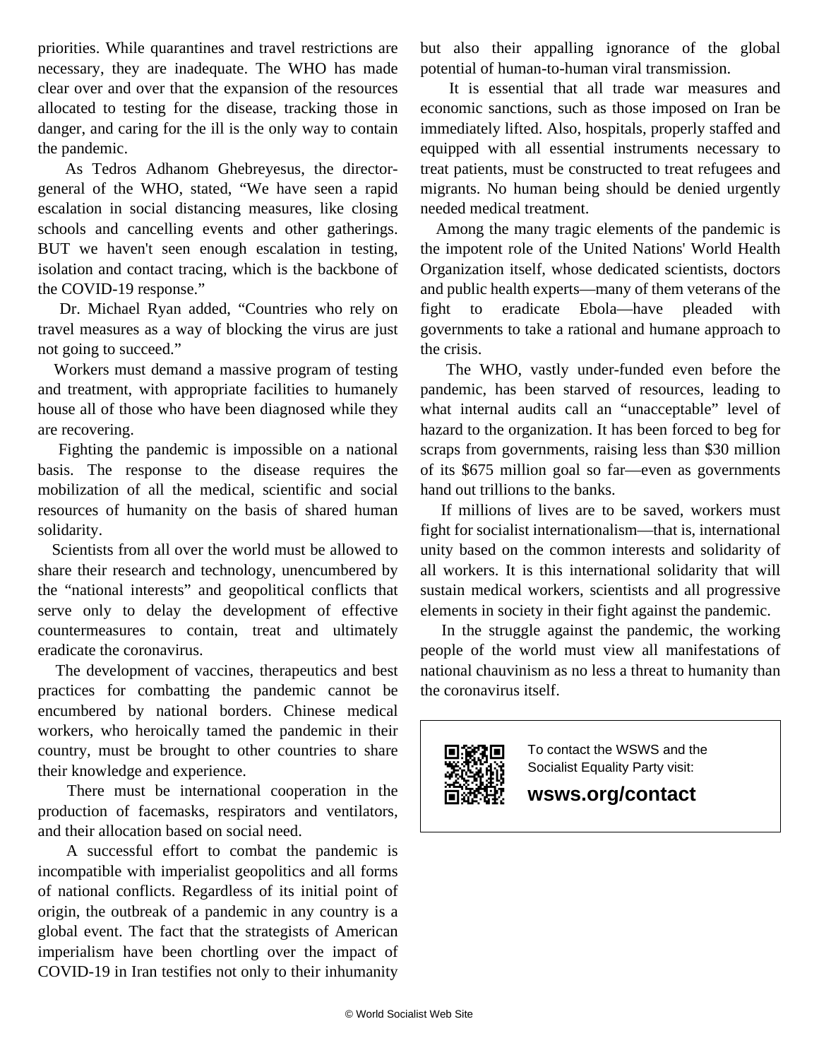priorities. While quarantines and travel restrictions are necessary, they are inadequate. The WHO has made clear over and over that the expansion of the resources allocated to testing for the disease, tracking those in danger, and caring for the ill is the only way to contain the pandemic.

As Tedros Adhanom Ghebreyesus, the director-general of the WHO, stated, "We have seen a rapid escalation in social distancing measures, like closing schools and cancelling events and other gatherings. BUT we haven't seen enough escalation in testing, isolation and contact tracing, which is the backbone of the COVID-19 response."

Dr. Michael Ryan added, "Countries who rely on travel measures as a way of blocking the virus are just not going to succeed."

Workers must demand a massive program of testing and treatment, with appropriate facilities to humanely house all of those who have been diagnosed while they are recovering.

Fighting the pandemic is impossible on a national basis. The response to the disease requires the mobilization of all the medical, scientific and social resources of humanity on the basis of shared human solidarity.

Scientists from all over the world must be allowed to share their research and technology, unencumbered by the "national interests" and geopolitical conflicts that serve only to delay the development of effective countermeasures to contain, treat and ultimately eradicate the coronavirus.

The development of vaccines, therapeutics and best practices for combatting the pandemic cannot be encumbered by national borders. Chinese medical workers, who heroically tamed the pandemic in their country, must be brought to other countries to share their knowledge and experience.

There must be international cooperation in the production of facemasks, respirators and ventilators, and their allocation based on social need.

A successful effort to combat the pandemic is incompatible with imperialist geopolitics and all forms of national conflicts. Regardless of its initial point of origin, the outbreak of a pandemic in any country is a global event. The fact that the strategists of American imperialism have been chortling over the impact of COVID-19 in Iran testifies not only to their inhumanity but also their appalling ignorance of the global potential of human-to-human viral transmission.

It is essential that all trade war measures and economic sanctions, such as those imposed on Iran be immediately lifted. Also, hospitals, properly staffed and equipped with all essential instruments necessary to treat patients, must be constructed to treat refugees and migrants. No human being should be denied urgently needed medical treatment.

Among the many tragic elements of the pandemic is the impotent role of the United Nations' World Health Organization itself, whose dedicated scientists, doctors and public health experts—many of them veterans of the fight to eradicate Ebola—have pleaded with governments to take a rational and humane approach to the crisis.

The WHO, vastly under-funded even before the pandemic, has been starved of resources, leading to what internal audits call an "unacceptable" level of hazard to the organization. It has been forced to beg for scraps from governments, raising less than $30 million of its $675 million goal so far—even as governments hand out trillions to the banks.

If millions of lives are to be saved, workers must fight for socialist internationalism—that is, international unity based on the common interests and solidarity of all workers. It is this international solidarity that will sustain medical workers, scientists and all progressive elements in society in their fight against the pandemic.

In the struggle against the pandemic, the working people of the world must view all manifestations of national chauvinism as no less a threat to humanity than the coronavirus itself.

To contact the WSWS and the Socialist Equality Party visit:

**wsws.org/contact**